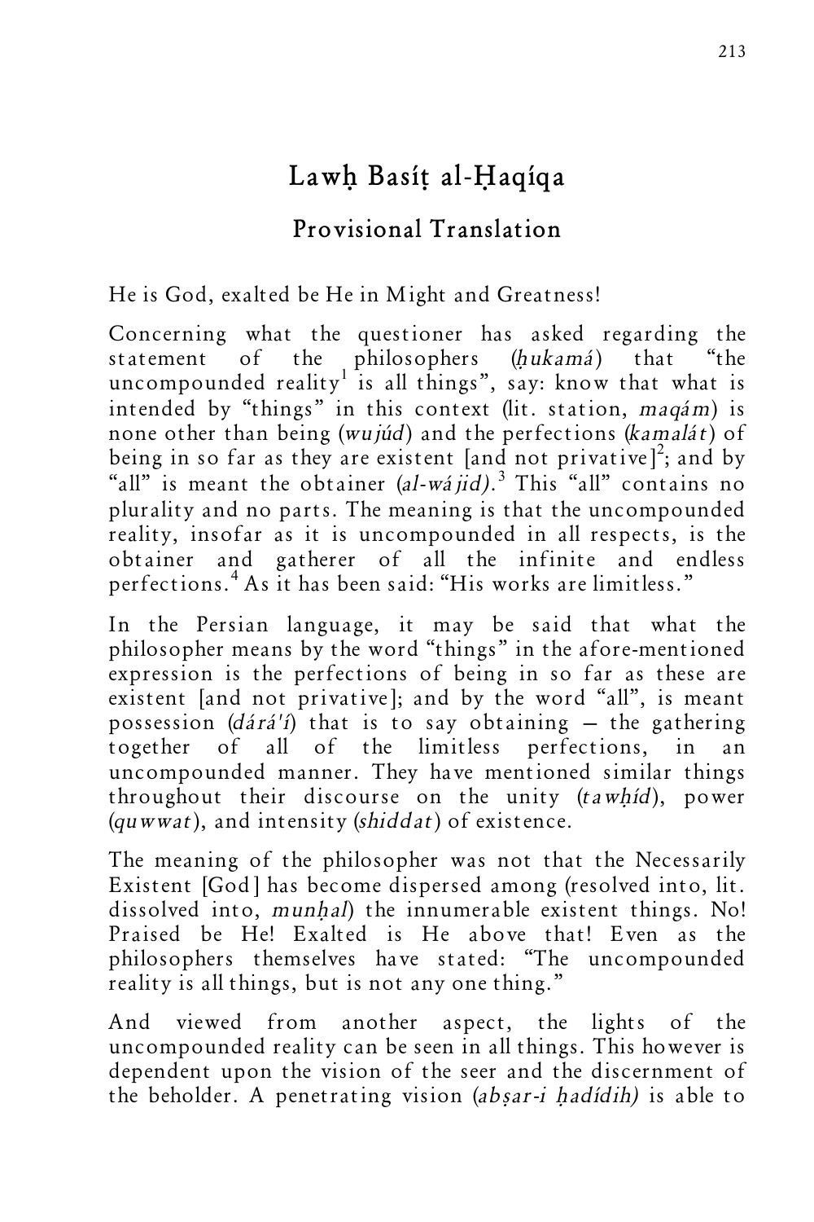# Lawḥ Basíṭ al-Ḥaqíqa

## Provisional Translation

He is God, exalted be He in Might and Greatness!

Concerning what the questioner has asked regarding the statement of the philosophers (*ḥukamá*) that "the uncompounded reality[1] is all things", say: know that what is intended by "things" in this context (lit. station, *maqám*) is none other than being (*wujúd*) and the perfections (*kamalát*) of being in so far as they are existent [and not privative][2]; and by "all" is meant the obtainer (*al-wájid*).[3] This "all" contains no plurality and no parts. The meaning is that the uncompounded reality, insofar as it is uncompounded in all respects, is the obtainer and gatherer of all the infinite and endless perfections.[4] As it has been said: "His works are limitless."

In the Persian language, it may be said that what the philosopher means by the word "things" in the afore-mentioned expression is the perfections of being in so far as these are existent [and not privative]; and by the word "all", is meant possession (*dárá'í*) that is to say obtaining — the gathering together of all of the limitless perfections, in an uncompounded manner. They have mentioned similar things throughout their discourse on the unity (*tawḥíd*), power (*quwwat*), and intensity (*shiddat*) of existence.

The meaning of the philosopher was not that the Necessarily Existent [God] has become dispersed among (resolved into, lit. dissolved into, *munḥal*) the innumerable existent things. No! Praised be He! Exalted is He above that! Even as the philosophers themselves have stated: "The uncompounded reality is all things, but is not any one thing."

And viewed from another aspect, the lights of the uncompounded reality can be seen in all things. This however is dependent upon the vision of the seer and the discernment of the beholder. A penetrating vision (*abṣar-i ḥadídih)* is able to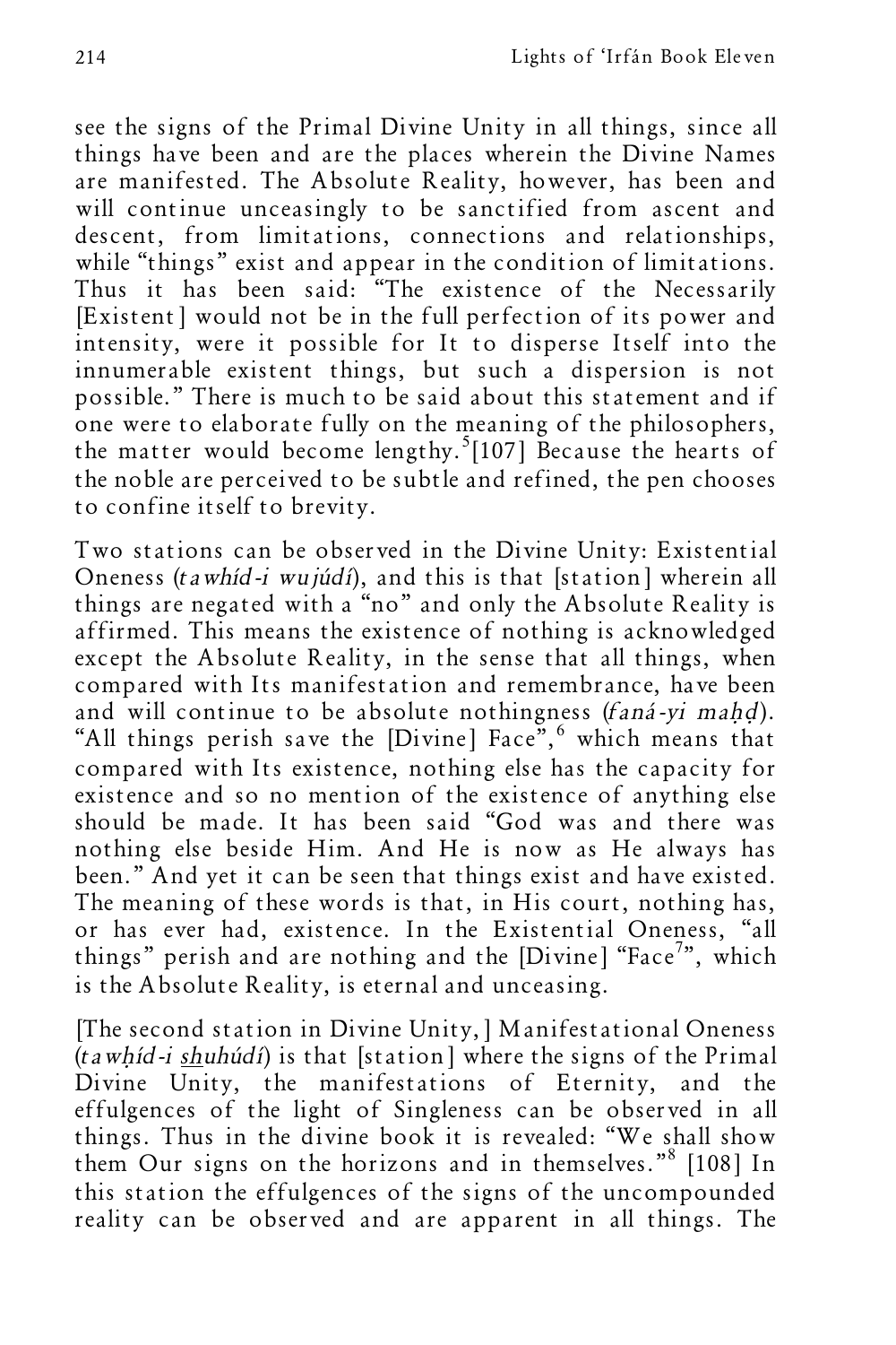see the signs of the Primal Divine Unity in all things, since all things have been and are the places wherein the Divine Names are manifested. The Absolute Reality, however, has been and will continue unceasingly to be sanctified from ascent and descent, from limitations, connections and relationships, while "things" exist and appear in the condition of limitations. Thus it has been said: "The existence of the Necessarily [Existent] would not be in the full perfection of its power and intensity, were it possible for It to disperse Itself into the innumerable existent things, but such a dispersion is not possible." There is much to be said about this statement and if one were to elaborate fully on the meaning of the philosophers, the matter would become lengthy.[5][107] Because the hearts of the noble are perceived to be subtle and refined, the pen chooses to confine itself to brevity.

Two stations can be observed in the Divine Unity: Existential Oneness (*tawhíd-i wujúdí*), and this is that [station] wherein all things are negated with a "no" and only the Absolute Reality is affirmed. This means the existence of nothing is acknowledged except the Absolute Reality, in the sense that all things, when compared with Its manifestation and remembrance, have been and will continue to be absolute nothingness (*faná-yi maḥḍ*). "All things perish save the [Divine] Face",[6] which means that compared with Its existence, nothing else has the capacity for existence and so no mention of the existence of anything else should be made. It has been said "God was and there was nothing else beside Him. And He is now as He always has been." And yet it can be seen that things exist and have existed. The meaning of these words is that, in His court, nothing has, or has ever had, existence. In the Existential Oneness, "all things" perish and are nothing and the [Divine] "Face[7]", which is the Absolute Reality, is eternal and unceasing.

[The second station in Divine Unity,] Manifestational Oneness (*tawḥíd-i shuhúdí*) is that [station] where the signs of the Primal Divine Unity, the manifestations of Eternity, and the effulgences of the light of Singleness can be observed in all things. Thus in the divine book it is revealed: "We shall show them Our signs on the horizons and in themselves."[8] [108] In this station the effulgences of the signs of the uncompounded reality can be observed and are apparent in all things. The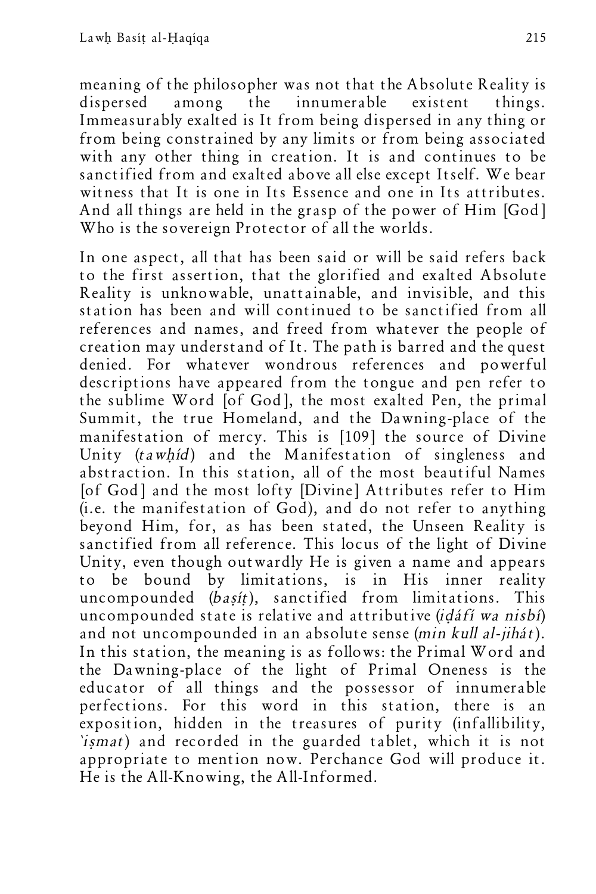meaning of the philosopher was not that the Absolute Reality is dispersed among the innumerable existent things. Immeasurably exalted is It from being dispersed in any thing or from being constrained by any limits or from being associated with any other thing in creation. It is and continues to be sanctified from and exalted above all else except Itself. We bear witness that It is one in Its Essence and one in Its attributes. And all things are held in the grasp of the power of Him [God] Who is the sovereign Protector of all the worlds.

In one aspect, all that has been said or will be said refers back to the first assertion, that the glorified and exalted Absolute Reality is unknowable, unattainable, and invisible, and this station has been and will continued to be sanctified from all references and names, and freed from whatever the people of creation may understand of It. The path is barred and the quest denied. For whatever wondrous references and powerful descriptions have appeared from the tongue and pen refer to the sublime Word [of God], the most exalted Pen, the primal Summit, the true Homeland, and the Dawning-place of the manifestation of mercy. This is [109] the source of Divine Unity (*tawḥíd*) and the Manifestation of singleness and abstraction. In this station, all of the most beautiful Names [of God] and the most lofty [Divine] Attributes refer to Him (i.e. the manifestation of God), and do not refer to anything beyond Him, for, as has been stated, the Unseen Reality is sanctified from all reference. This locus of the light of Divine Unity, even though outwardly He is given a name and appears to be bound by limitations, is in His inner reality uncompounded (*baṣíṭ*), sanctified from limitations. This uncompounded state is relative and attributive (*iḍáfí wa nisbí*) and not uncompounded in an absolute sense (*min kull al-jihát*). In this station, the meaning is as follows: the Primal Word and the Dawning-place of the light of Primal Oneness is the educator of all things and the possessor of innumerable perfections. For this word in this station, there is an exposition, hidden in the treasures of purity (infallibility, *'iṣmat*) and recorded in the guarded tablet, which it is not appropriate to mention now. Perchance God will produce it. He is the All-Knowing, the All-Informed.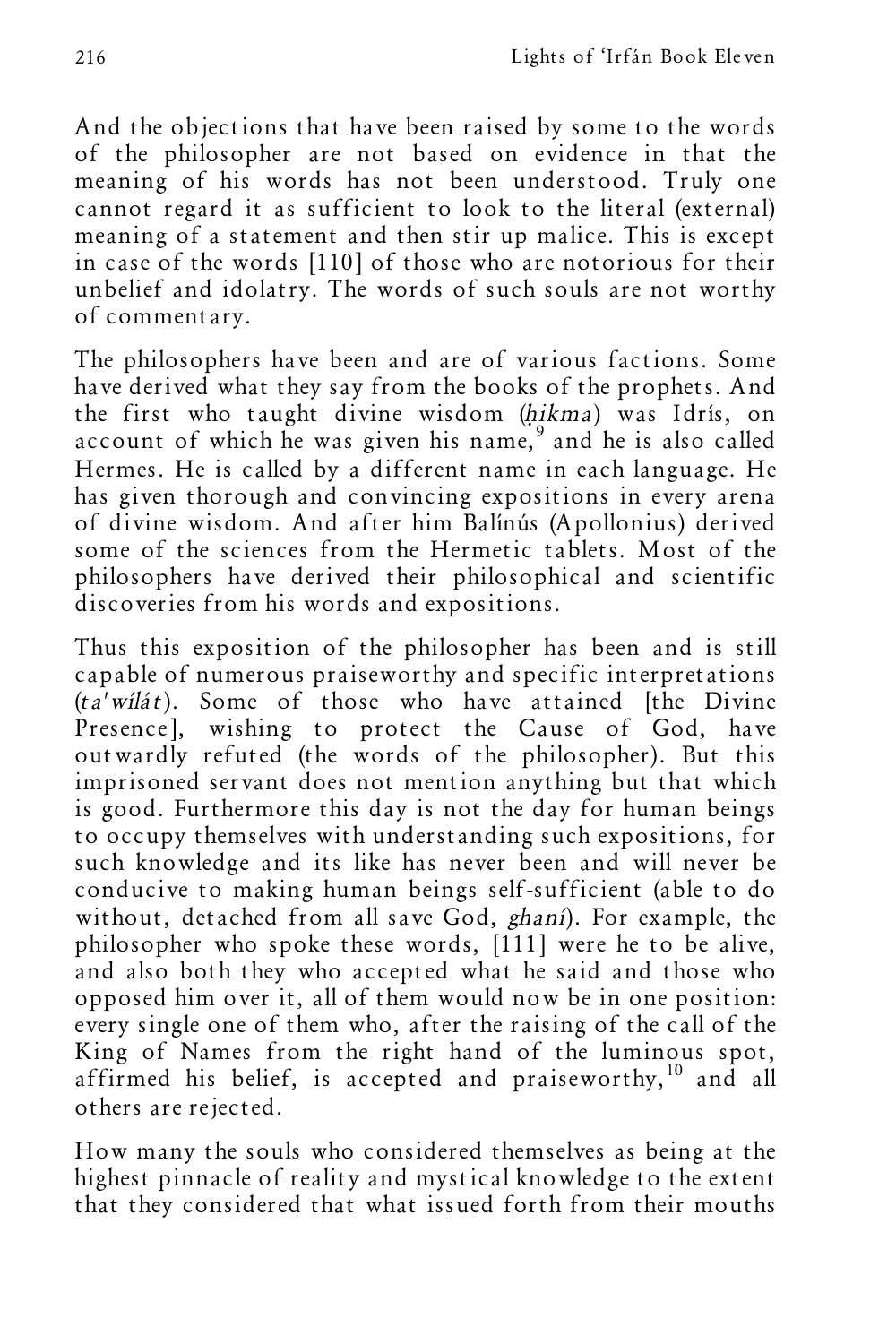And the objections that have been raised by some to the words of the philosopher are not based on evidence in that the meaning of his words has not been understood. Truly one cannot regard it as sufficient to look to the literal (external) meaning of a statement and then stir up malice. This is except in case of the words [110] of those who are notorious for their unbelief and idolatry. The words of such souls are not worthy of commentary.

The philosophers have been and are of various factions. Some have derived what they say from the books of the prophets. And the first who taught divine wisdom (*ḥikma*) was Idrís, on account of which he was given his name,[9] and he is also called Hermes. He is called by a different name in each language. He has given thorough and convincing expositions in every arena of divine wisdom. And after him Balínús (Apollonius) derived some of the sciences from the Hermetic tablets. Most of the philosophers have derived their philosophical and scientific discoveries from his words and expositions.

Thus this exposition of the philosopher has been and is still capable of numerous praiseworthy and specific interpretations (*ta'wílát*). Some of those who have attained [the Divine Presence], wishing to protect the Cause of God, have outwardly refuted (the words of the philosopher). But this imprisoned servant does not mention anything but that which is good. Furthermore this day is not the day for human beings to occupy themselves with understanding such expositions, for such knowledge and its like has never been and will never be conducive to making human beings self-sufficient (able to do without, detached from all save God, *ghaní*). For example, the philosopher who spoke these words, [111] were he to be alive, and also both they who accepted what he said and those who opposed him over it, all of them would now be in one position: every single one of them who, after the raising of the call of the King of Names from the right hand of the luminous spot, affirmed his belief, is accepted and praiseworthy,[10] and all others are rejected.

How many the souls who considered themselves as being at the highest pinnacle of reality and mystical knowledge to the extent that they considered that what issued forth from their mouths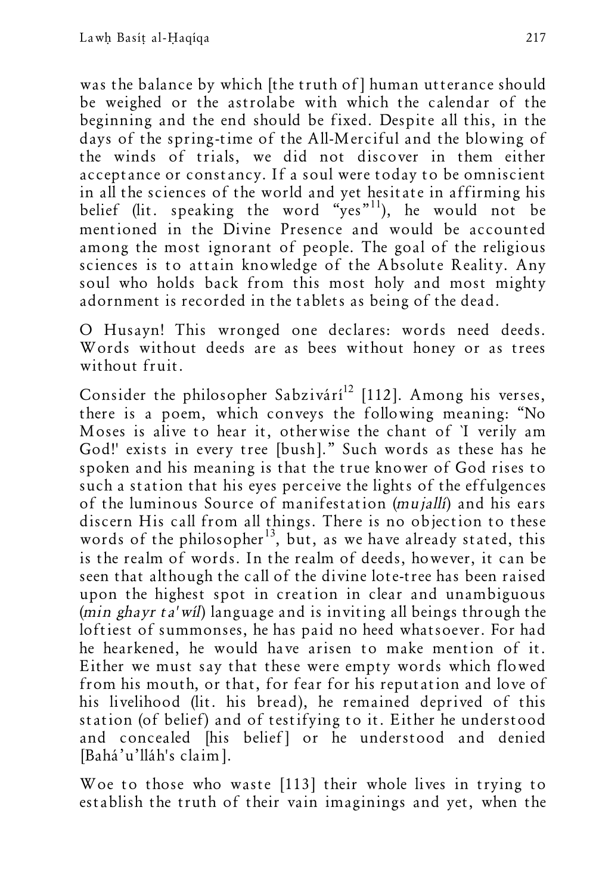was the balance by which [the truth of] human utterance should be weighed or the astrolabe with which the calendar of the beginning and the end should be fixed. Despite all this, in the days of the spring-time of the All-Merciful and the blowing of the winds of trials, we did not discover in them either acceptance or constancy. If a soul were today to be omniscient in all the sciences of the world and yet hesitate in affirming his belief (lit. speaking the word "yes"[11]), he would not be mentioned in the Divine Presence and would be accounted among the most ignorant of people. The goal of the religious sciences is to attain knowledge of the Absolute Reality. Any soul who holds back from this most holy and most mighty adornment is recorded in the tablets as being of the dead.

O Husayn! This wronged one declares: words need deeds. Words without deeds are as bees without honey or as trees without fruit.

Consider the philosopher Sabzivárí[12] [112]. Among his verses, there is a poem, which conveys the following meaning: "No Moses is alive to hear it, otherwise the chant of `I verily am God!' exists in every tree [bush]." Such words as these has he spoken and his meaning is that the true knower of God rises to such a station that his eyes perceive the lights of the effulgences of the luminous Source of manifestation (*mujallí*) and his ears discern His call from all things. There is no objection to these words of the philosopher[13], but, as we have already stated, this is the realm of words. In the realm of deeds, however, it can be seen that although the call of the divine lote-tree has been raised upon the highest spot in creation in clear and unambiguous (*min ghayr ta'wíl*) language and is inviting all beings through the loftiest of summonses, he has paid no heed whatsoever. For had he hearkened, he would have arisen to make mention of it. Either we must say that these were empty words which flowed from his mouth, or that, for fear for his reputation and love of his livelihood (lit. his bread), he remained deprived of this station (of belief) and of testifying to it. Either he understood and concealed [his belief] or he understood and denied [Bahá'u'lláh's claim].

Woe to those who waste [113] their whole lives in trying to establish the truth of their vain imaginings and yet, when the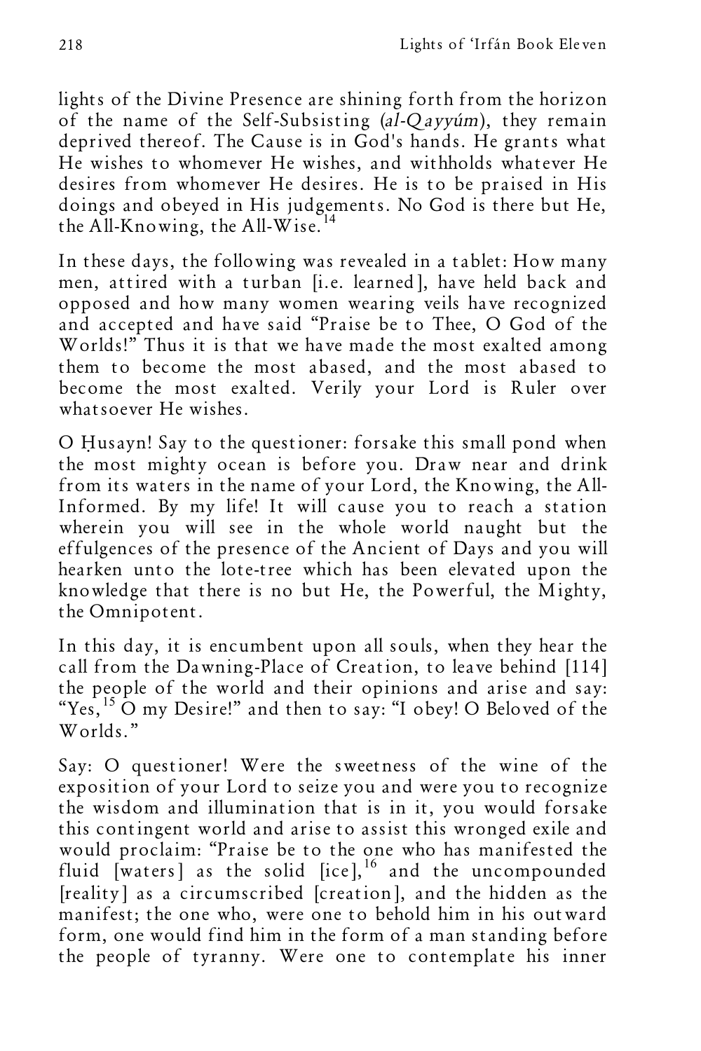lights of the Divine Presence are shining forth from the horizon of the name of the Self-Subsisting (*al-Qayyúm*), they remain deprived thereof. The Cause is in God's hands. He grants what He wishes to whomever He wishes, and withholds whatever He desires from whomever He desires. He is to be praised in His doings and obeyed in His judgements. No God is there but He, the All-Knowing, the All-Wise.[14]

In these days, the following was revealed in a tablet: How many men, attired with a turban [i.e. learned], have held back and opposed and how many women wearing veils have recognized and accepted and have said "Praise be to Thee, O God of the Worlds!" Thus it is that we have made the most exalted among them to become the most abased, and the most abased to become the most exalted. Verily your Lord is Ruler over whatsoever He wishes.

O Ḥusayn! Say to the questioner: forsake this small pond when the most mighty ocean is before you. Draw near and drink from its waters in the name of your Lord, the Knowing, the All-Informed. By my life! It will cause you to reach a station wherein you will see in the whole world naught but the effulgences of the presence of the Ancient of Days and you will hearken unto the lote-tree which has been elevated upon the knowledge that there is no but He, the Powerful, the Mighty, the Omnipotent.

In this day, it is encumbent upon all souls, when they hear the call from the Dawning-Place of Creation, to leave behind [114] the people of the world and their opinions and arise and say: "Yes,[15] O my Desire!" and then to say: "I obey! O Beloved of the Worlds."

Say: O questioner! Were the sweetness of the wine of the exposition of your Lord to seize you and were you to recognize the wisdom and illumination that is in it, you would forsake this contingent world and arise to assist this wronged exile and would proclaim: "Praise be to the one who has manifested the fluid [waters] as the solid [ice],[16] and the uncompounded [reality] as a circumscribed [creation], and the hidden as the manifest; the one who, were one to behold him in his outward form, one would find him in the form of a man standing before the people of tyranny. Were one to contemplate his inner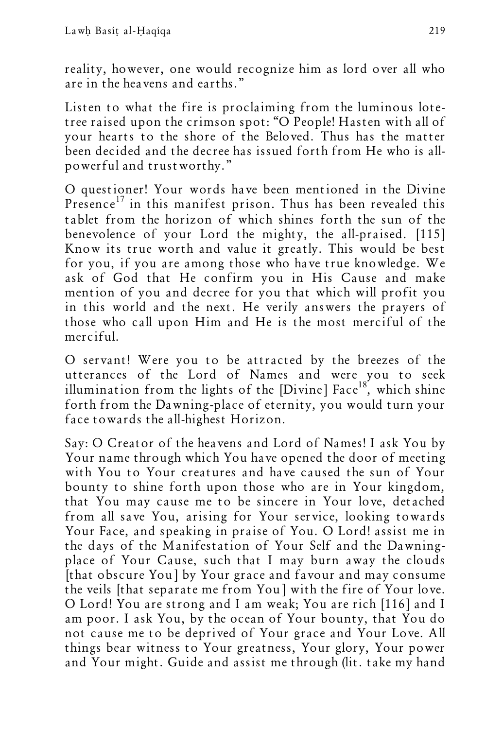reality, however, one would recognize him as lord over all who are in the heavens and earths."

Listen to what the fire is proclaiming from the luminous lote-tree raised upon the crimson spot: "O People! Hasten with all of your hearts to the shore of the Beloved. Thus has the matter been decided and the decree has issued forth from He who is all-powerful and trustworthy."

O questioner! Your words have been mentioned in the Divine Presence[17] in this manifest prison. Thus has been revealed this tablet from the horizon of which shines forth the sun of the benevolence of your Lord the mighty, the all-praised. [115] Know its true worth and value it greatly. This would be best for you, if you are among those who have true knowledge. We ask of God that He confirm you in His Cause and make mention of you and decree for you that which will profit you in this world and the next. He verily answers the prayers of those who call upon Him and He is the most merciful of the merciful.

O servant! Were you to be attracted by the breezes of the utterances of the Lord of Names and were you to seek illumination from the lights of the [Divine] Face[18], which shine forth from the Dawning-place of eternity, you would turn your face towards the all-highest Horizon.

Say: O Creator of the heavens and Lord of Names! I ask You by Your name through which You have opened the door of meeting with You to Your creatures and have caused the sun of Your bounty to shine forth upon those who are in Your kingdom, that You may cause me to be sincere in Your love, detached from all save You, arising for Your service, looking towards Your Face, and speaking in praise of You. O Lord! assist me in the days of the Manifestation of Your Self and the Dawning-place of Your Cause, such that I may burn away the clouds [that obscure You] by Your grace and favour and may consume the veils [that separate me from You] with the fire of Your love. O Lord! You are strong and I am weak; You are rich [116] and I am poor. I ask You, by the ocean of Your bounty, that You do not cause me to be deprived of Your grace and Your Love. All things bear witness to Your greatness, Your glory, Your power and Your might. Guide and assist me through (lit. take my hand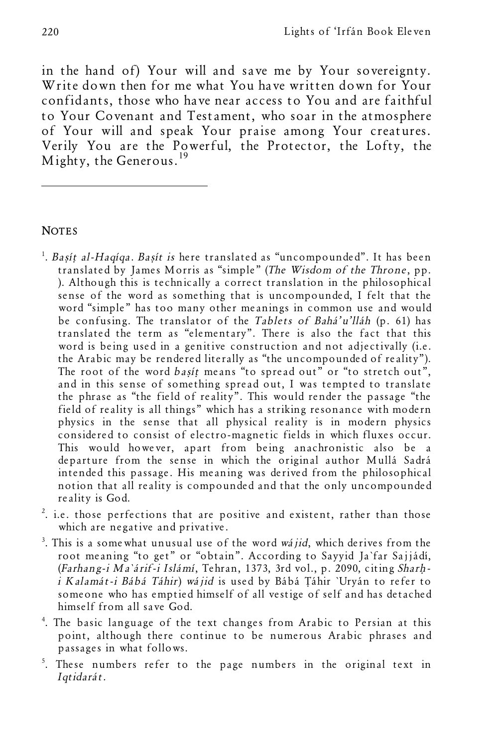in the hand of) Your will and save me by Your sovereignty. Write down then for me what You have written down for Your confidants, those who have near access to You and are faithful to Your Covenant and Testament, who soar in the atmosphere of Your will and speak Your praise among Your creatures. Verily You are the Powerful, the Protector, the Lofty, the Mighty, the Generous.[19]

---

## NOTES

1. *Baṣíṭ al-Haqíqa*. *Baṣít is* here translated as "uncompounded". It has been translated by James Morris as "simple" (*The Wisdom of the Throne*, pp. ). Although this is technically a correct translation in the philosophical sense of the word as something that is uncompounded, I felt that the word "simple" has too many other meanings in common use and would be confusing. The translator of the *Tablets of Bahá'u'lláh* (p. 61) has translated the term as "elementary". There is also the fact that this word is being used in a genitive construction and not adjectivally (i.e. the Arabic may be rendered literally as "the uncompounded of reality"). The root of the word *baṣíṭ* means "to spread out" or "to stretch out", and in this sense of something spread out, I was tempted to translate the phrase as "the field of reality". This would render the passage "the field of reality is all things" which has a striking resonance with modern physics in the sense that all physical reality is in modern physics considered to consist of electro-magnetic fields in which fluxes occur. This would however, apart from being anachronistic also be a departure from the sense in which the original author Mullá Sadrá intended this passage. His meaning was derived from the philosophical notion that all reality is compounded and that the only uncompounded reality is God.
2. i.e. those perfections that are positive and existent, rather than those which are negative and privative.
3. This is a somewhat unusual use of the word *wájid*, which derives from the root meaning "to get" or "obtain". According to Sayyid Ja`far Sajjádí, (*Farhang-i Ma`árif-i Islámí*, Tehran, 1373, 3rd vol., p. 2090, citing *Sharḥ-i Kalamát-i Bábá Táhir*) *wájid* is used by Bábá Ṭáhir `Uryán to refer to someone who has emptied himself of all vestige of self and has detached himself from all save God.
4. The basic language of the text changes from Arabic to Persian at this point, although there continue to be numerous Arabic phrases and passages in what follows.
5. These numbers refer to the page numbers in the original text in *Iqtidarát*.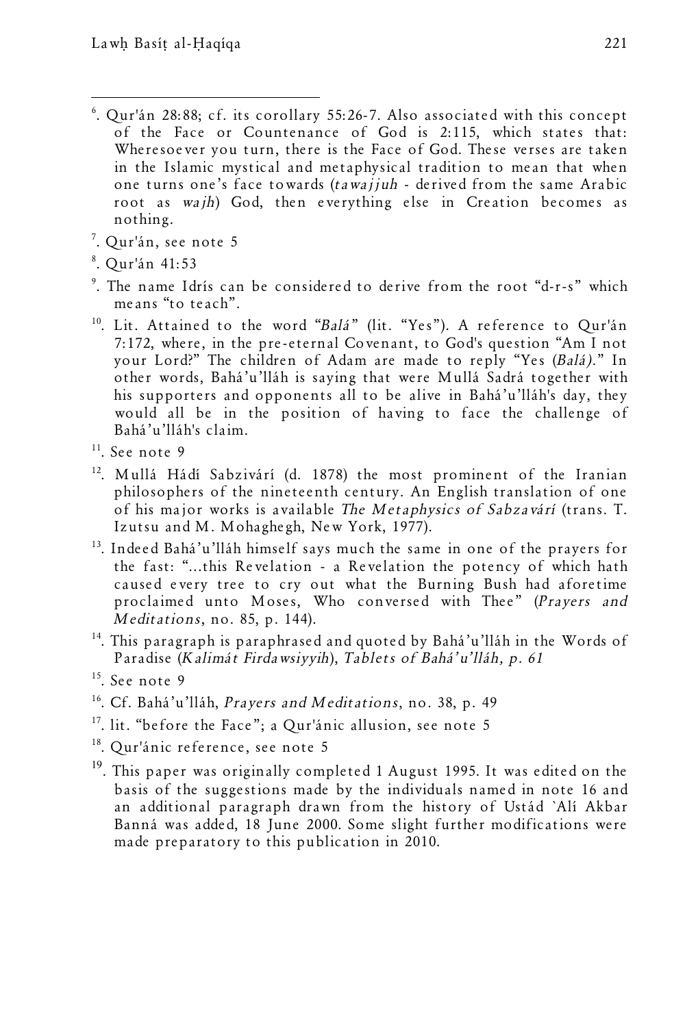[6]. Qur'án 28:88; cf. its corollary 55:26-7. Also associated with this concept of the Face or Countenance of God is 2:115, which states that: Wheresoever you turn, there is the Face of God. These verses are taken in the Islamic mystical and metaphysical tradition to mean that when one turns one's face towards (*tawajjuh* - derived from the same Arabic root as *wajh*) God, then everything else in Creation becomes as nothing.

[7]. Qur'án, see note 5

[8]. Qur'án 41:53

[9]. The name Idrís can be considered to derive from the root "d-r-s" which means "to teach".

[10]. Lit. Attained to the word "*Balá*" (lit. "Yes"). A reference to Qur'án 7:172, where, in the pre-eternal Covenant, to God's question "Am I not your Lord?" The children of Adam are made to reply "Yes (*Balá*)." In other words, Bahá'u'lláh is saying that were Mullá Sadrá together with his supporters and opponents all to be alive in Bahá'u'lláh's day, they would all be in the position of having to face the challenge of Bahá'u'lláh's claim.

[11]. See note 9

[12]. Mullá Hádí Sabzivárí (d. 1878) the most prominent of the Iranian philosophers of the nineteenth century. An English translation of one of his major works is available *The Metaphysics of Sabzavárí* (trans. T. Izutsu and M. Mohaghegh, New York, 1977).

[13]. Indeed Bahá'u'lláh himself says much the same in one of the prayers for the fast: "...this Revelation - a Revelation the potency of which hath caused every tree to cry out what the Burning Bush had aforetime proclaimed unto Moses, Who conversed with Thee" (*Prayers and Meditations*, no. 85, p. 144).

[14]. This paragraph is paraphrased and quoted by Bahá'u'lláh in the Words of Paradise (*Kalimát Firdawsiyyih*), *Tablets of Bahá'u'lláh, p. 61*

[15]. See note 9

[16]. Cf. Bahá'u'lláh, *Prayers and Meditations*, no. 38, p. 49

[17]. lit. "before the Face"; a Qur'ánic allusion, see note 5

[18]. Qur'ánic reference, see note 5

[19]. This paper was originally completed 1 August 1995. It was edited on the basis of the suggestions made by the individuals named in note 16 and an additional paragraph drawn from the history of Ustád `Alí Akbar Banná was added, 18 June 2000. Some slight further modifications were made preparatory to this publication in 2010.